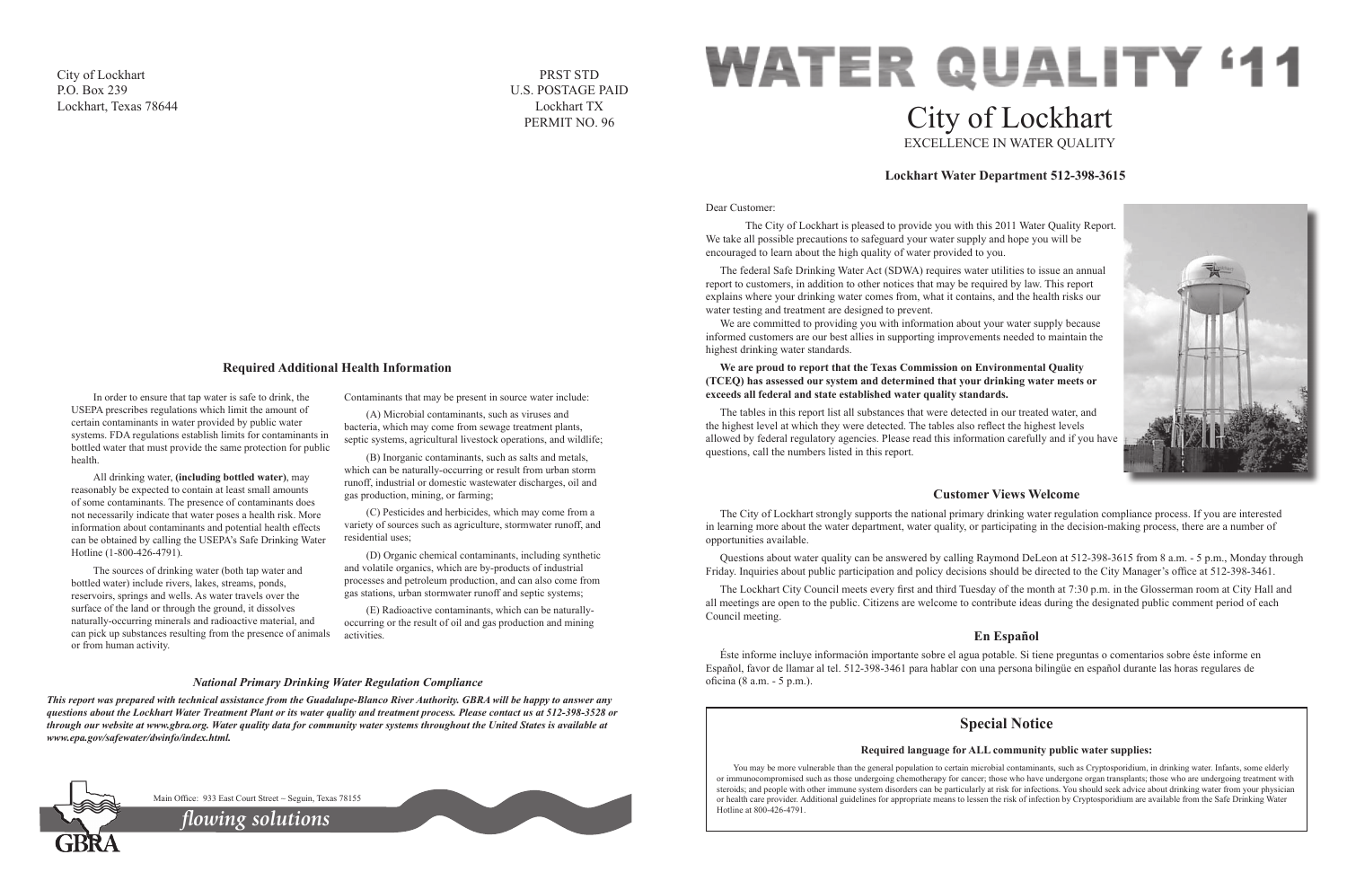City of Lockhart
P.O. Box 239
Lockhart, Texas 78644

PRST STD
U.S. POSTAGE PAID
Lockhart TX
PERMIT NO. 96

## Required Additional Health Information

In order to ensure that tap water is safe to drink, the USEPA prescribes regulations which limit the amount of certain contaminants in water provided by public water systems. FDA regulations establish limits for contaminants in bottled water that must provide the same protection for public health.

All drinking water, **(including bottled water)**, may reasonably be expected to contain at least small amounts of some contaminants. The presence of contaminants does not necessarily indicate that water poses a health risk. More information about contaminants and potential health effects can be obtained by calling the USEPA's Safe Drinking Water Hotline (1-800-426-4791).

The sources of drinking water (both tap water and bottled water) include rivers, lakes, streams, ponds, reservoirs, springs and wells. As water travels over the surface of the land or through the ground, it dissolves naturally-occurring minerals and radioactive material, and can pick up substances resulting from the presence of animals or from human activity.

Contaminants that may be present in source water include:

(A) Microbial contaminants, such as viruses and bacteria, which may come from sewage treatment plants, septic systems, agricultural livestock operations, and wildlife;

(B) Inorganic contaminants, such as salts and metals, which can be naturally-occurring or result from urban storm runoff, industrial or domestic wastewater discharges, oil and gas production, mining, or farming;

(C) Pesticides and herbicides, which may come from a variety of sources such as agriculture, stormwater runoff, and residential uses;

(D) Organic chemical contaminants, including synthetic and volatile organics, which are by-products of industrial processes and petroleum production, and can also come from gas stations, urban stormwater runoff and septic systems;

(E) Radioactive contaminants, which can be naturally-occurring or the result of oil and gas production and mining activities.

### *National Primary Drinking Water Regulation Compliance*

***This report was prepared with technical assistance from the Guadalupe-Blanco River Authority. GBRA will be happy to answer any questions about the Lockhart Water Treatment Plant or its water quality and treatment process. Please contact us at 512-398-3528 or through our website at www.gbra.org. Water quality data for community water systems throughout the United States is available at www.epa.gov/safewater/dwinfo/index.html.***

GBRA

Main Office: 933 East Court Street ~ Seguin, Texas 78155

*flowing solutions*

# WATER QUALITY '11

# City of Lockhart

EXCELLENCE IN WATER QUALITY

**Lockhart Water Department 512-398-3615**

Dear Customer:

The City of Lockhart is pleased to provide you with this 2011 Water Quality Report. We take all possible precautions to safeguard your water supply and hope you will be encouraged to learn about the high quality of water provided to you.

The federal Safe Drinking Water Act (SDWA) requires water utilities to issue an annual report to customers, in addition to other notices that may be required by law. This report explains where your drinking water comes from, what it contains, and the health risks our water testing and treatment are designed to prevent.

We are committed to providing you with information about your water supply because informed customers are our best allies in supporting improvements needed to maintain the highest drinking water standards.

**We are proud to report that the Texas Commission on Environmental Quality (TCEQ) has assessed our system and determined that your drinking water meets or exceeds all federal and state established water quality standards.**

The tables in this report list all substances that were detected in our treated water, and the highest level at which they were detected. The tables also reflect the highest levels allowed by federal regulatory agencies. Please read this information carefully and if you have questions, call the numbers listed in this report.

## Customer Views Welcome

The City of Lockhart strongly supports the national primary drinking water regulation compliance process. If you are interested in learning more about the water department, water quality, or participating in the decision-making process, there are a number of opportunities available.

Questions about water quality can be answered by calling Raymond DeLeon at 512-398-3615 from 8 a.m. - 5 p.m., Monday through Friday. Inquiries about public participation and policy decisions should be directed to the City Manager's office at 512-398-3461.

The Lockhart City Council meets every first and third Tuesday of the month at 7:30 p.m. in the Glosserman room at City Hall and all meetings are open to the public. Citizens are welcome to contribute ideas during the designated public comment period of each Council meeting.

## En Español

Éste informe incluye información importante sobre el agua potable. Si tiene preguntas o comentarios sobre éste informe en Español, favor de llamar al tel. 512-398-3461 para hablar con una persona bilingüe en español durante las horas regulares de oficina (8 a.m. - 5 p.m.).

## Special Notice

**Required language for ALL community public water supplies:**

You may be more vulnerable than the general population to certain microbial contaminants, such as Cryptosporidium, in drinking water. Infants, some elderly or immunocompromised such as those undergoing chemotherapy for cancer; those who have undergone organ transplants; those who are undergoing treatment with steroids; and people with other immune system disorders can be particularly at risk for infections. You should seek advice about drinking water from your physician or health care provider. Additional guidelines for appropriate means to lessen the risk of infection by Cryptosporidium are available from the Safe Drinking Water Hotline at 800-426-4791.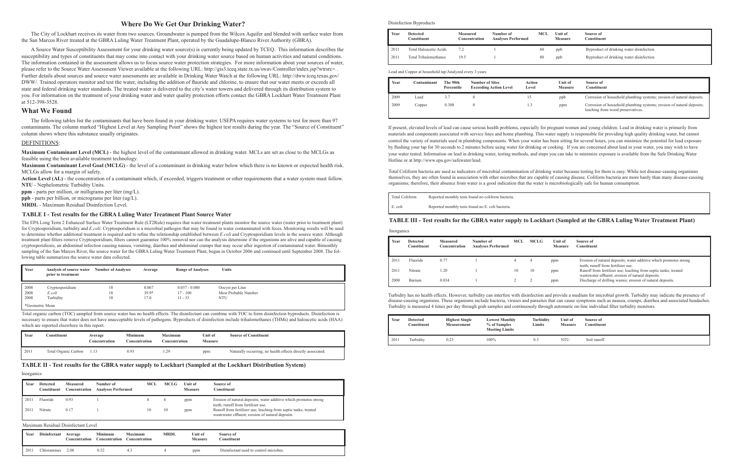## Where Do We Get Our Drinking Water?

The City of Lockhart receives its water from two sources. Groundwater is pumped from the Wilcox Aquifer and blended with surface water from the San Marcos River treated at the GBRA Luling Water Treatment Plant, operated by the Guadalupe-Blanco River Authority (GBRA).

A Source Water Susceptibility Assessment for your drinking water source(s) is currently being updated by TCEQ. This information describes the susceptibility and types of constituents that may come into contact with your drinking water source based on human activities and natural conditions. The information contained in the assessment allows us to focus source water protection strategies. For more information about your sources of water, please refer to the Source Water Assessment Viewer available at the following URL: http://gis3.tceq.state.tx.us/swav/Controller/index.jsp?wtrsrc= . Further details about sources and source water assessments are available in Drinking Water Watch at the following URL: http://dww.tceq.texas.gov/DWW/. Trained operators monitor and test the water, including the addition of fluoride and chlorine, to ensure that our water meets or exceeds all state and federal drinking water standards. The treated water is delivered to the city's water towers and delivered through its distribution system to you. For information on the treatment of your drinking water and water quality protection efforts contact the GBRA Lockhart Water Treatment Plant at 512-398-3528.

## What We Found

The following tables list the contaminants that have been found in your drinking water. USEPA requires water systems to test for more than 97 contaminants. The column marked "Highest Level at Any Sampling Point" shows the highest test results during the year. The "Source of Constituent" column shows where this substance usually originates.

DEFINITIONS:

**Maximum Contaminant Level (MCL)** - the highest level of the contaminant allowed in drinking water. MCLs are set as close to the MCLGs as feasible using the best available treatment technology.

**Maximum Contaminant Level Goal (MCLG)** - the level of a contaminant in drinking water below which there is no known or expected health risk. MCLGs allow for a margin of safety.

**Action Level (AL)** - the concentration of a contaminant which, if exceeded, triggers treatment or other requirements that a water system must follow.

**NTU** - Nephelometric Turbidity Units.

**ppm** - parts per million, or milligrams per liter (mg/L).

**ppb** - parts per billion, or micrograms per liter (ug/L).

**MRDL** - Maximum Residual Disinfection Level.

### TABLE I - Test results for the GBRA Luling Water Treatment Plant Source Water

The EPA Long Term 2 Enhanced Surface Water Treatment Rule (LT2Rule) requires that water treatment plants monitor the source water (water prior to treatment plant) for Cryptosporidium, turbidity and *E.coli*. Cryptosporidium is a microbial pathogen that may be found in water contaminated with feces. Monitoring results will be used to determine whether additional treatment is required and to refine the relationship established between *E.coli* and Cryptosporidium levels in the source water. Although treatment plant filters remove Cryptosporidium, filters cannot guarantee 100% removal nor can the analysis determine if the organisms are alive and capable of causing cryptosporidiosis, an abdominal infection causing nausea, vomiting, diarrhea and abdominal cramps that may occur after ingestion of contaminated water. Bimonthly sampling of the San Marcos River, the source water for the GBRA Luling Water Treatment Plant, began in October 2006 and continued until September 2008. The following table summarizes the source water data collected.

| Year | Analysis of source water prior to treatment | Number of Analyses | Average | Range of Analyses | Units |
|---|---|---|---|---|---|
| 2008 | Cryptosporidium | 18 | 0.067 | 0.057 - 0.080 | Oocyst per Liter |
| 2008 | *E.coli* | 18 | 39.9* | 17 - 100 | Most Probable Number |
| 2008 | Turbidity | 18 | 17.0 | 11 - 33 | NTU |

*Geometric Mean

Total organic carbon (TOC) sampled from source water has no health effects. The disinfectant can combine with TOC to form disinfection byproducts. Disinfection is necessary to ensure that water does not have unacceptable levels of pathogens. Byproducts of disinfection include trihalomethanes (THMs) and haloacetic acids (HAA) which are reported elsewhere in this report.

| Year | Constituent | Average Concentration | Minimum Concentration | Maximum Concentration | Unit of Measure | Source of Constituent |
|---|---|---|---|---|---|---|
| 2011 | Total Organic Carbon | 1.13 | 0.93 | 1.29 | ppm | Naturally occurring; no health effects directly associated. |

### TABLE II - Test results for the GBRA water supply to Lockhart (Sampled at the Lockhart Distribution System)

Inorganics

| Year | Detected Constituent | Measured Concentration | Number of Analyses Performed | MCL | MCLG | Unit of Measure | Source of Constituent |
|---|---|---|---|---|---|---|---|
| 2011 | Fluoride | 0.93 | 1 | 4 | 4 | ppm | Erosion of natural deposits; water additive which promotes strong teeth; runoff from fertilizer use. |
| 2011 | Nitrate | 0.17 | 1 | 10 | 10 | ppm | Runoff from fertilizer use; leaching from septic tanks; treated wastewater effluent; erosion of natural deposits. |

Maximum Residual Disinfectant Level

| Year | Disinfectant | Average Concentration | Minimum Concentration | Maximum Concentration | MRDL | Unit of Measure | Source of Constituent |
|---|---|---|---|---|---|---|---|
| 2011 | Chloramines | 2.08 | 0.52 | 4.3 | 4 | ppm | Disinfectant used to control microbes. |

Disinfection Byproducts

| Year | Detected Constituent | Measured Concentration | Number of Analyses Performed | MCL | Unit of Measure | Source of Constituent |
|---|---|---|---|---|---|---|
| 2011 | Total Haloacetic Acids | 7.2 | 1 | 60 | ppb | Byproduct of drinking water disinfection. |
| 2011 | Total Trihalomethanes | 19.5 | 1 | 80 | ppb | Byproduct of drinking water disinfection. |

Lead and Copper at household tap/Analyzed every 3 years

| Year | Contaminant | The 90th Percentile | Number of Sites Exceeding Action Level | Action Level | Unit of Measure | Source of Constituent |
|---|---|---|---|---|---|---|
| 2009 | Lead | 3.7 | 0 | 15 | ppb | Corrosion of household plumbing systems; erosion of natural deposits. |
| 2009 | Copper | 0.308 | 0 | 1.3 | ppm | Corrosion of household plumbing systems; erosion of natural deposits; leaching from wood preservatives. |

If present, elevated levels of lead can cause serious health problems, especially for pregnant women and young children. Lead in drinking water is primarily from materials and components associated with service lines and home plumbing. This water supply is responsible for providing high quality drinking water, but cannot control the variety of materials used in plumbing components. When your water has been sitting for several hours, you can minimize the potential for lead exposure by flushing your tap for 30 seconds to 2 minutes before using water for drinking or cooking. If you are concerned about lead in your water, you may wish to have your water tested. Information on lead in drinking water, testing methods, and steps you can take to minimize exposure is available from the Safe Drinking Water Hotline or at http://www.epa.gov/safewater/lead.

Total Coliform bacteria are used as indicators of microbial contamination of drinking water because testing for them is easy. While not disease-causing organisms themselves, they are often found in association with other microbes that are capable of causing disease. Coliform bacteria are more hardy than many disease-causing organisms; therefore, their absence from water is a good indication that the water is microbiologically safe for human consumption.

| | |
|---|---|
| Total Coliform | Reported monthly tests found no coliform bacteria. |
| E. coli | Reported monthly tests found no E. coli bacteria. |

### TABLE III - Test results for the GBRA water supply to Lockhart (Sampled at the GBRA Luling Water Treatment Plant)

Inorganics

| Year | Detected Constituent | Measured Concentration | Number of Analyses Performed | MCL | MCLG | Unit of Measure | Source of Constituent |
|---|---|---|---|---|---|---|---|
| 2011 | Fluoride | 0.77 | 1 | 4 | 4 | ppm | Erosion of natural deposits; water additive which promotes strong teeth; runoff from fertilizer use. |
| 2011 | Nitrate | 1.20 | 1 | 10 | 10 | ppm | Runoff from fertilizer use; leaching from septic tanks; treated wastewater effluent; erosion of natural deposits. |
| 2008 | Barium | 0.034 | 1 | 2 | 2 | ppm | Discharge of drilling wastes; erosion of natural deposits. |

Turbidity has no health effects. However, turbidity can interfere with disinfection and provide a medium for microbial growth. Turbidity may indicate the presence of disease-causing organisms. These organisms include bacteria, viruses and parasites that can cause symptoms such as nausea, cramps, diarrhea and associated headaches. Turbidity is measured 4 times per day through grab samples and continuously through automatic on-line individual filter turbidity monitors.

| Year | Detected Constituent | Highest Single Measurement | Lowest Monthly % of Samples Meeting Limits | Turbidity Limits | Unit of Measure | Source of Constituent |
|---|---|---|---|---|---|---|
| 2011 | Turbidity | 0.23 | 100% | 0.3 | NTU | Soil runoff. |